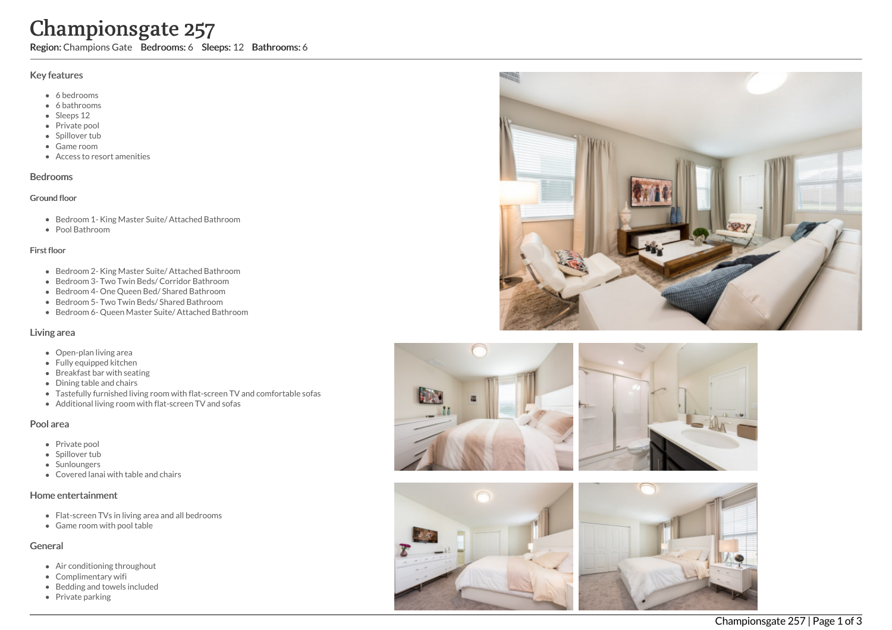# Championsgate 257

**Region:** Champions Gate **Bedrooms:** 6 **Sleeps:** 12 **Bathrooms:** 6

## Key features

- 6 bedrooms
- 6 bathrooms
- Sleeps 12
- Private pool
- Spillover tub
- Game room
- Access to resort amenities

## Bedrooms

### Ground floor

- Bedroom 1- King Master Suite/ Attached Bathroom
- Pool Bathroom

### First floor

- Bedroom 2- King Master Suite/ Attached Bathroom
- Bedroom 3- Two Twin Beds/ Corridor Bathroom
- Bedroom 4- One Queen Bed/ Shared Bathroom
- Bedroom 5- Two Twin Beds/ Shared Bathroom
- Bedroom 6- Queen Master Suite/ Attached Bathroom

## Living area

- Open-plan living area
- Fully equipped kitchen
- Breakfast bar with seating
- Dining table and chairs
- Tastefully furnished living room with flat-screen TV and comfortable sofas
- Additional living room with flat-screen TV and sofas

## Pool area

- Private pool
- Spillover tub
- Sunloungers
- Covered lanai with table and chairs

## Home entertainment

- Flat-screen TVs in living area and all bedrooms
- Game room with pool table

## General

- Air conditioning throughout
- Complimentary wifi
- Bedding and towels included
- Private parking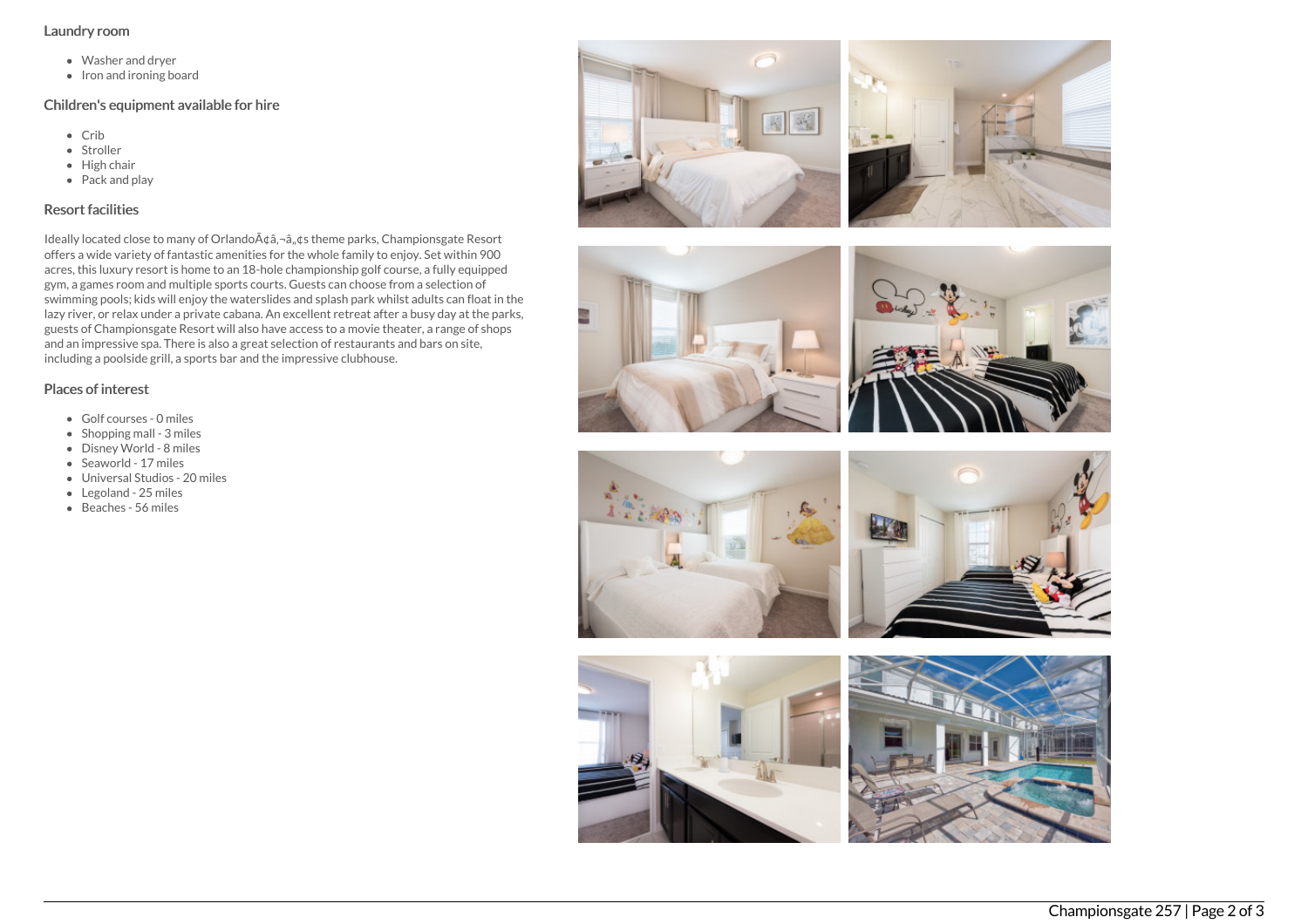## Laundry room

- Washer and dryer
- Iron and ironing board

## Children's equipment available for hire

- Crib
- Stroller
- High chair
- Pack and play

## Resort facilities

Ideally located close to many of OrlandoÃ¢â‚¬â„¢s theme parks, Championsgate Resort offers a wide variety of fantastic amenities for the whole family to enjoy. Set within 900 acres, this luxury resort is home to an 18-hole championship golf course, a fully equipped gym, a games room and multiple sports courts. Guests can choose from a selection of swimming pools; kids will enjoy the waterslides and splash park whilst adults can float in the lazy river, or relax under a private cabana. An excellent retreat after a busy day at the parks, guests of Championsgate Resort will also have access to a movie theater, a range of shops and an impressive spa. There is also a great selection of restaurants and bars on site, including a poolside grill, a sports bar and the impressive clubhouse.

## Places of interest

- Golf courses - 0 miles
- Shopping mall - 3 miles
- Disney World - 8 miles
- Seaworld - 17 miles
- Universal Studios - 20 miles
- Legoland - 25 miles
- Beaches - 56 miles